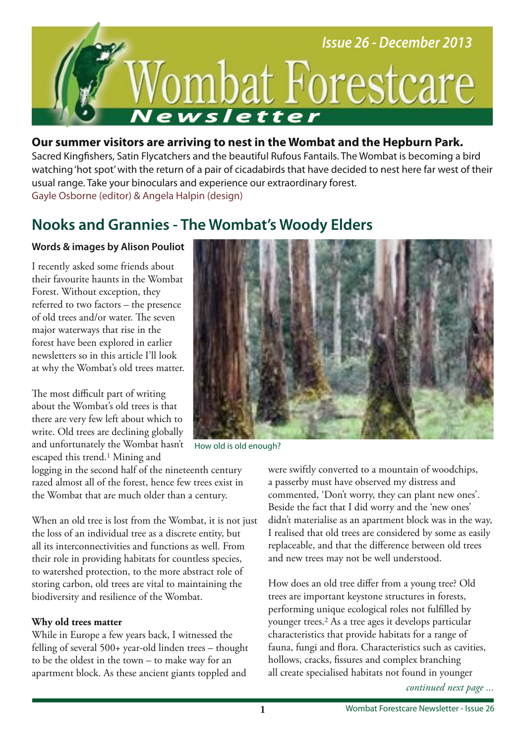# Wombat Forestcare Newsletter

Issue 26 - December 2013

**Our summer visitors are arriving to nest in the Wombat and the Hepburn Park.**

Sacred Kingfishers, Satin Flycatchers and the beautiful Rufous Fantails. The Wombat is becoming a bird watching 'hot spot' with the return of a pair of cicadabirds that have decided to nest here far west of their usual range. Take your binoculars and experience our extraordinary forest.

Gayle Osborne (editor) & Angela Halpin (design)

## Nooks and Grannies - The Wombat's Woody Elders

**Words & images by Alison Pouliot**

I recently asked some friends about their favourite haunts in the Wombat Forest. Without exception, they referred to two factors – the presence of old trees and/or water. The seven major waterways that rise in the forest have been explored in earlier newsletters so in this article I'll look at why the Wombat's old trees matter.

The most difficult part of writing about the Wombat's old trees is that there are very few left about which to write. Old trees are declining globally and unfortunately the Wombat hasn't escaped this trend.[1] Mining and logging in the second half of the nineteenth century razed almost all of the forest, hence few trees exist in the Wombat that are much older than a century.

How old is old enough?

When an old tree is lost from the Wombat, it is not just the loss of an individual tree as a discrete entity, but all its interconnectivities and functions as well. From their role in providing habitats for countless species, to watershed protection, to the more abstract role of storing carbon, old trees are vital to maintaining the biodiversity and resilience of the Wombat.

**Why old trees matter**

While in Europe a few years back, I witnessed the felling of several 500+ year-old linden trees – thought to be the oldest in the town – to make way for an apartment block. As these ancient giants toppled and were swiftly converted to a mountain of woodchips, a passerby must have observed my distress and commented, 'Don't worry, they can plant new ones'. Beside the fact that I did worry and the 'new ones' didn't materialise as an apartment block was in the way, I realised that old trees are considered by some as easily replaceable, and that the difference between old trees and new trees may not be well understood.

How does an old tree differ from a young tree? Old trees are important keystone structures in forests, performing unique ecological roles not fulfilled by younger trees.[2] As a tree ages it develops particular characteristics that provide habitats for a range of fauna, fungi and flora. Characteristics such as cavities, hollows, cracks, fissures and complex branching all create specialised habitats not found in younger

*continued next page ...*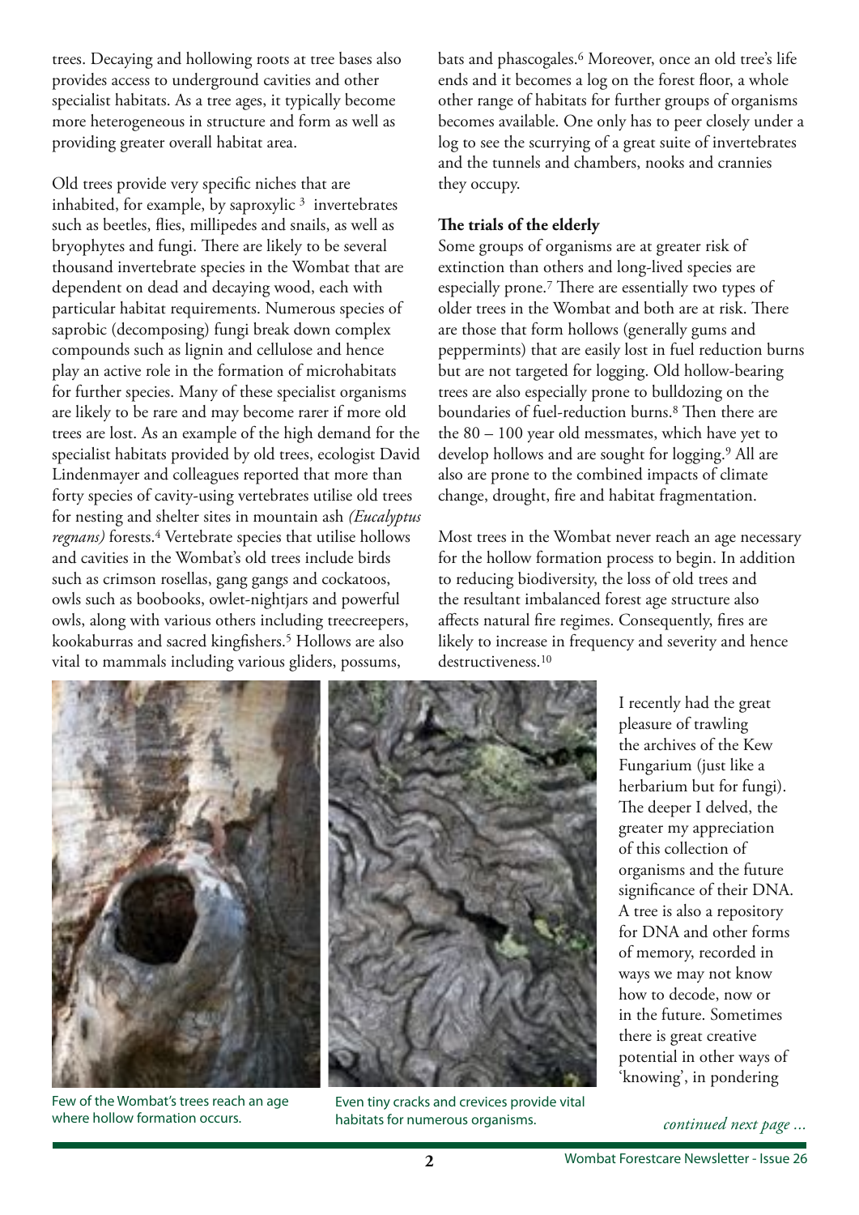trees. Decaying and hollowing roots at tree bases also provides access to underground cavities and other specialist habitats. As a tree ages, it typically become more heterogeneous in structure and form as well as providing greater overall habitat area.

Old trees provide very specific niches that are inhabited, for example, by saproxylic [3] invertebrates such as beetles, flies, millipedes and snails, as well as bryophytes and fungi. There are likely to be several thousand invertebrate species in the Wombat that are dependent on dead and decaying wood, each with particular habitat requirements. Numerous species of saprobic (decomposing) fungi break down complex compounds such as lignin and cellulose and hence play an active role in the formation of microhabitats for further species. Many of these specialist organisms are likely to be rare and may become rarer if more old trees are lost. As an example of the high demand for the specialist habitats provided by old trees, ecologist David Lindenmayer and colleagues reported that more than forty species of cavity-using vertebrates utilise old trees for nesting and shelter sites in mountain ash *(Eucalyptus regnans)* forests.[4] Vertebrate species that utilise hollows and cavities in the Wombat's old trees include birds such as crimson rosellas, gang gangs and cockatoos, owls such as boobooks, owlet-nightjars and powerful owls, along with various others including treecreepers, kookaburras and sacred kingfishers.[5] Hollows are also vital to mammals including various gliders, possums, bats and phascogales.[6] Moreover, once an old tree's life ends and it becomes a log on the forest floor, a whole other range of habitats for further groups of organisms becomes available. One only has to peer closely under a log to see the scurrying of a great suite of invertebrates and the tunnels and chambers, nooks and crannies they occupy.

**The trials of the elderly**

Some groups of organisms are at greater risk of extinction than others and long-lived species are especially prone.[7] There are essentially two types of older trees in the Wombat and both are at risk. There are those that form hollows (generally gums and peppermints) that are easily lost in fuel reduction burns but are not targeted for logging. Old hollow-bearing trees are also especially prone to bulldozing on the boundaries of fuel-reduction burns.[8] Then there are the 80 – 100 year old messmates, which have yet to develop hollows and are sought for logging.[9] All are also are prone to the combined impacts of climate change, drought, fire and habitat fragmentation.

Most trees in the Wombat never reach an age necessary for the hollow formation process to begin. In addition to reducing biodiversity, the loss of old trees and the resultant imbalanced forest age structure also affects natural fire regimes. Consequently, fires are likely to increase in frequency and severity and hence destructiveness.[10]

Few of the Wombat's trees reach an age where hollow formation occurs.

Even tiny cracks and crevices provide vital habitats for numerous organisms.

I recently had the great pleasure of trawling the archives of the Kew Fungarium (just like a herbarium but for fungi). The deeper I delved, the greater my appreciation of this collection of organisms and the future significance of their DNA. A tree is also a repository for DNA and other forms of memory, recorded in ways we may not know how to decode, now or in the future. Sometimes there is great creative potential in other ways of 'knowing', in pondering

*continued next page ...*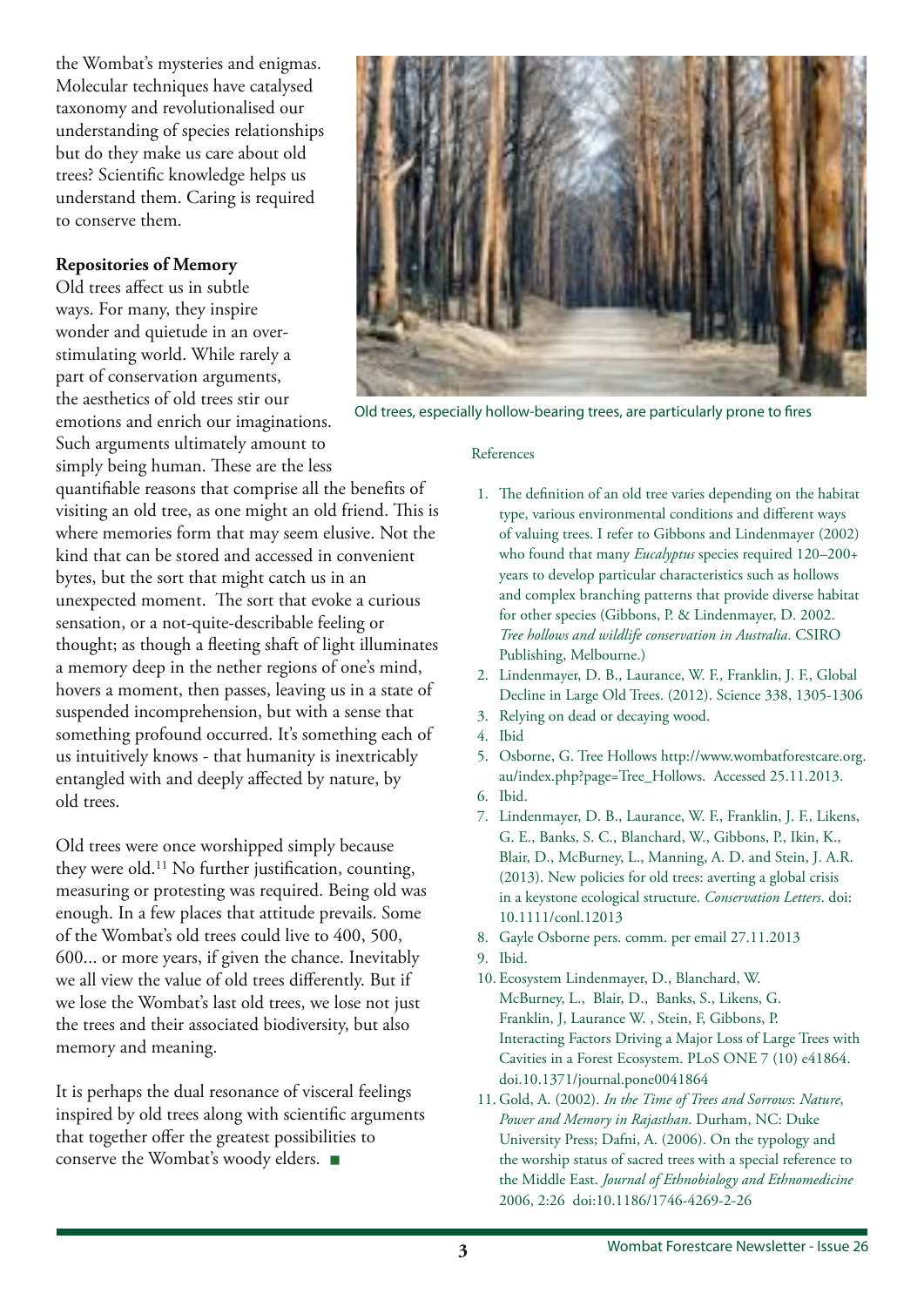the Wombat's mysteries and enigmas. Molecular techniques have catalysed taxonomy and revolutionalised our understanding of species relationships but do they make us care about old trees? Scientific knowledge helps us understand them. Caring is required to conserve them.

**Repositories of Memory**

Old trees affect us in subtle ways. For many, they inspire wonder and quietude in an over-stimulating world. While rarely a part of conservation arguments, the aesthetics of old trees stir our emotions and enrich our imaginations. Such arguments ultimately amount to simply being human. These are the less quantifiable reasons that comprise all the benefits of visiting an old tree, as one might an old friend. This is where memories form that may seem elusive. Not the kind that can be stored and accessed in convenient bytes, but the sort that might catch us in an unexpected moment. The sort that evoke a curious sensation, or a not-quite-describable feeling or thought; as though a fleeting shaft of light illuminates a memory deep in the nether regions of one's mind, hovers a moment, then passes, leaving us in a state of suspended incomprehension, but with a sense that something profound occurred. It's something each of us intuitively knows - that humanity is inextricably entangled with and deeply affected by nature, by old trees.

Old trees were once worshipped simply because they were old.[11] No further justification, counting, measuring or protesting was required. Being old was enough. In a few places that attitude prevails. Some of the Wombat's old trees could live to 400, 500, 600... or more years, if given the chance. Inevitably we all view the value of old trees differently. But if we lose the Wombat's last old trees, we lose not just the trees and their associated biodiversity, but also memory and meaning.

It is perhaps the dual resonance of visceral feelings inspired by old trees along with scientific arguments that together offer the greatest possibilities to conserve the Wombat's woody elders. ■

Old trees, especially hollow-bearing trees, are particularly prone to fires

References

1. The definition of an old tree varies depending on the habitat type, various environmental conditions and different ways of valuing trees. I refer to Gibbons and Lindenmayer (2002) who found that many *Eucalyptus* species required 120–200+ years to develop particular characteristics such as hollows and complex branching patterns that provide diverse habitat for other species (Gibbons, P. & Lindenmayer, D. 2002. *Tree hollows and wildlife conservation in Australia*. CSIRO Publishing, Melbourne.)
2. Lindenmayer, D. B., Laurance, W. F., Franklin, J. F., Global Decline in Large Old Trees. (2012). Science 338, 1305-1306
3. Relying on dead or decaying wood.
4. Ibid
5. Osborne, G. Tree Hollows http://www.wombatforestcare.org.au/index.php?page=Tree_Hollows. Accessed 25.11.2013.
6. Ibid.
7. Lindenmayer, D. B., Laurance, W. F., Franklin, J. F., Likens, G. E., Banks, S. C., Blanchard, W., Gibbons, P., Ikin, K., Blair, D., McBurney, L., Manning, A. D. and Stein, J. A.R. (2013). New policies for old trees: averting a global crisis in a keystone ecological structure. *Conservation Letters*. doi: 10.1111/conl.12013
8. Gayle Osborne pers. comm. per email 27.11.2013
9. Ibid.
10. Ecosystem Lindenmayer, D., Blanchard, W. McBurney, L., Blair, D., Banks, S., Likens, G. Franklin, J, Laurance W. , Stein, F, Gibbons, P. Interacting Factors Driving a Major Loss of Large Trees with Cavities in a Forest Ecosystem. PLoS ONE 7 (10) e41864. doi:10.1371/journal.pone0041864
11. Gold, A. (2002). *In the Time of Trees and Sorrows*: *Nature, Power and Memory in Rajasthan*. Durham, NC: Duke University Press; Dafni, A. (2006). On the typology and the worship status of sacred trees with a special reference to the Middle East. *Journal of Ethnobiology and Ethnomedicine* 2006, 2:26 doi:10.1186/1746-4269-2-26